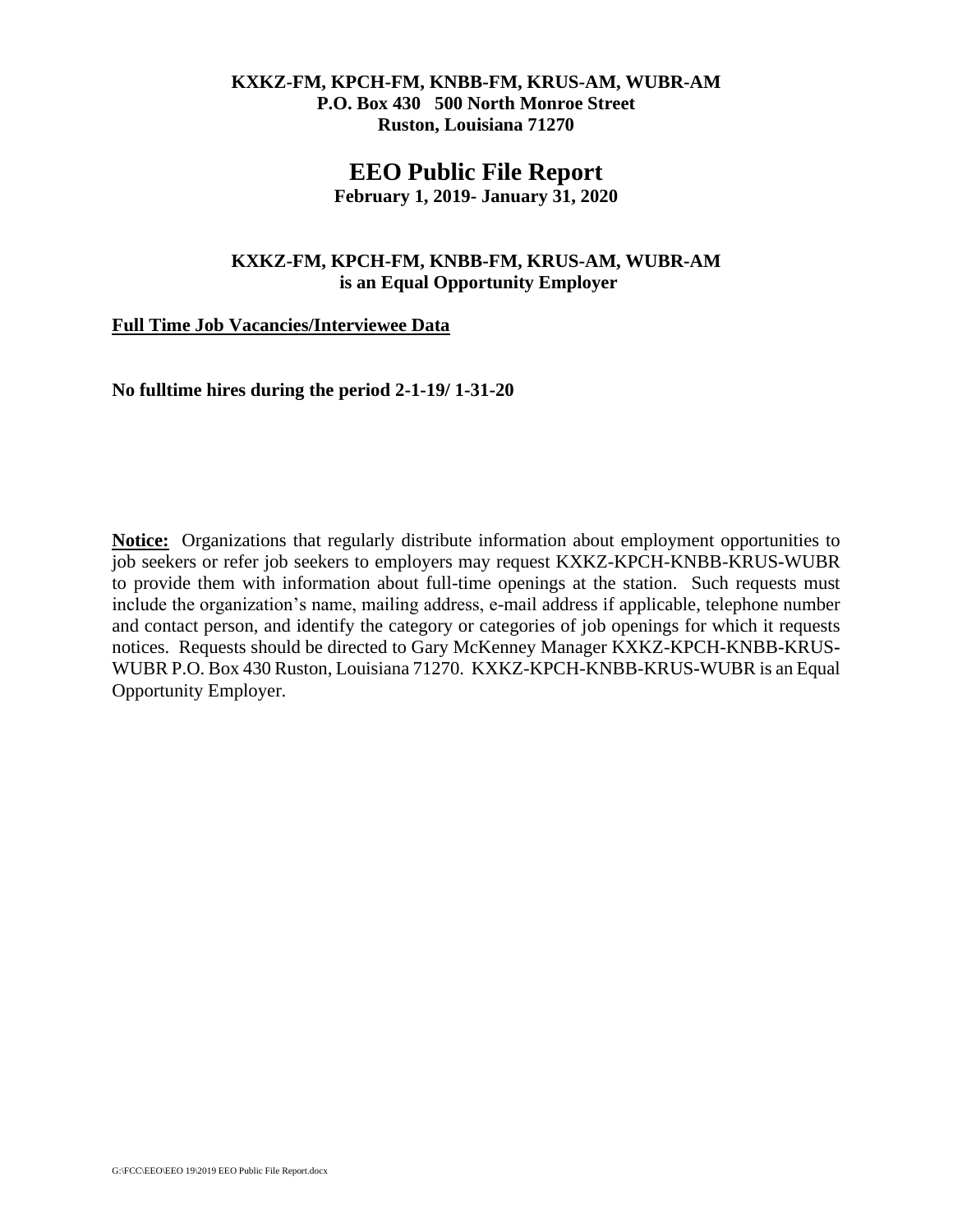**KXKZ-FM, KPCH-FM, KNBB-FM, KRUS-AM, WUBR-AM**
**P.O. Box 430 500 North Monroe Street**
**Ruston, Louisiana 71270**

# EEO Public File Report

**February 1, 2019- January 31, 2020**

**KXKZ-FM, KPCH-FM, KNBB-FM, KRUS-AM, WUBR-AM**
**is an Equal Opportunity Employer**

**Full Time Job Vacancies/Interviewee Data**

**No fulltime hires during the period 2-1-19/ 1-31-20**

**Notice:** Organizations that regularly distribute information about employment opportunities to job seekers or refer job seekers to employers may request KXKZ-KPCH-KNBB-KRUS-WUBR to provide them with information about full-time openings at the station. Such requests must include the organization's name, mailing address, e-mail address if applicable, telephone number and contact person, and identify the category or categories of job openings for which it requests notices. Requests should be directed to Gary McKenney Manager KXKZ-KPCH-KNBB-KRUS-WUBR P.O. Box 430 Ruston, Louisiana 71270. KXKZ-KPCH-KNBB-KRUS-WUBR is an Equal Opportunity Employer.

G:\FCC\EEO\EEO 19\2019 EEO Public File Report.docx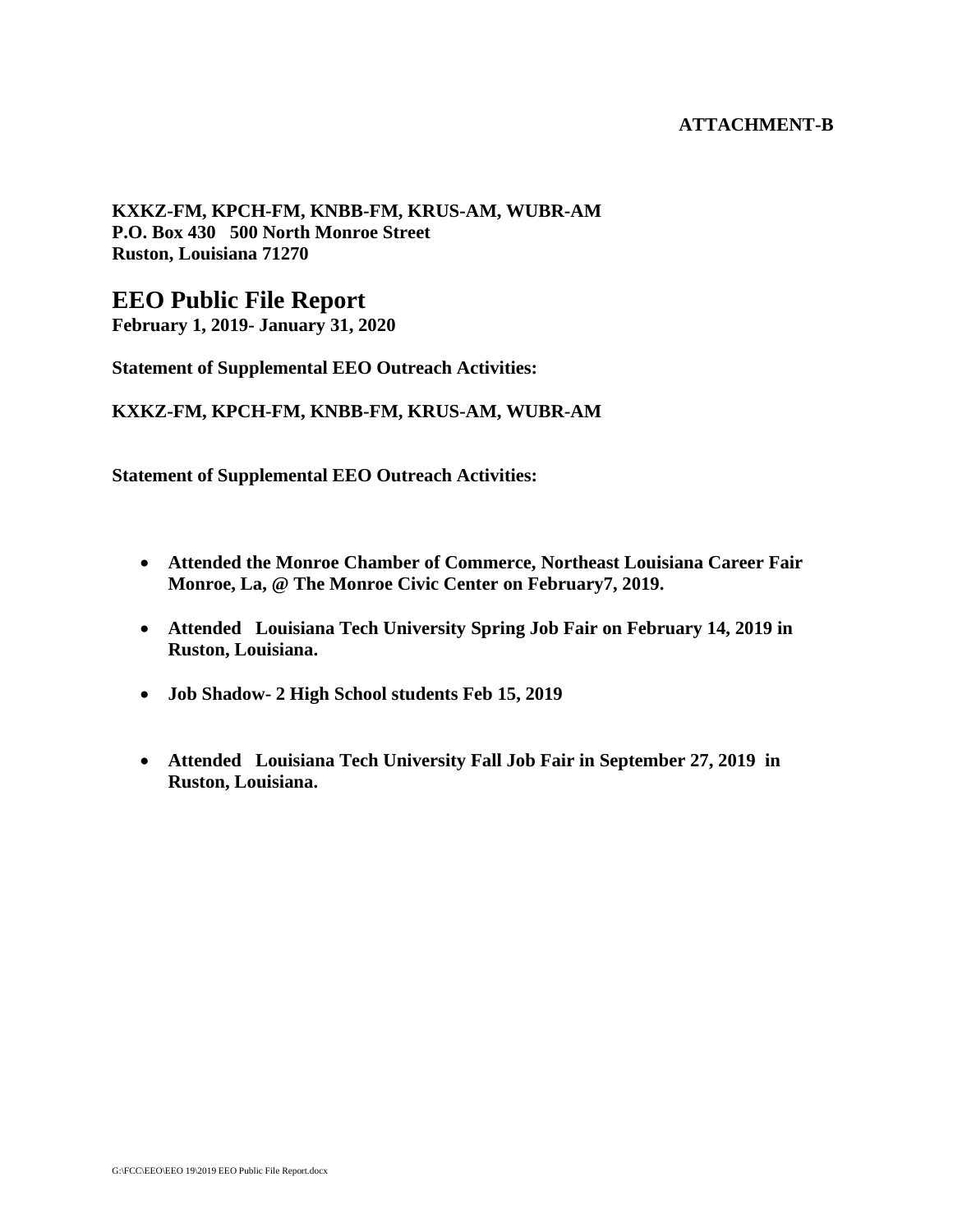**ATTACHMENT-B**

**KXKZ-FM, KPCH-FM, KNBB-FM, KRUS-AM, WUBR-AM**
**P.O. Box 430 500 North Monroe Street**
**Ruston, Louisiana 71270**

# EEO Public File Report

**February 1, 2019- January 31, 2020**

**Statement of Supplemental EEO Outreach Activities:**

**KXKZ-FM, KPCH-FM, KNBB-FM, KRUS-AM, WUBR-AM**

**Statement of Supplemental EEO Outreach Activities:**

- **Attended the Monroe Chamber of Commerce, Northeast Louisiana Career Fair Monroe, La, @ The Monroe Civic Center on February7, 2019.**
- **Attended Louisiana Tech University Spring Job Fair on February 14, 2019 in Ruston, Louisiana.**
- **Job Shadow- 2 High School students Feb 15, 2019**
- **Attended Louisiana Tech University Fall Job Fair in September 27, 2019 in Ruston, Louisiana.**

G:\FCC\EEO\EEO 19\2019 EEO Public File Report.docx